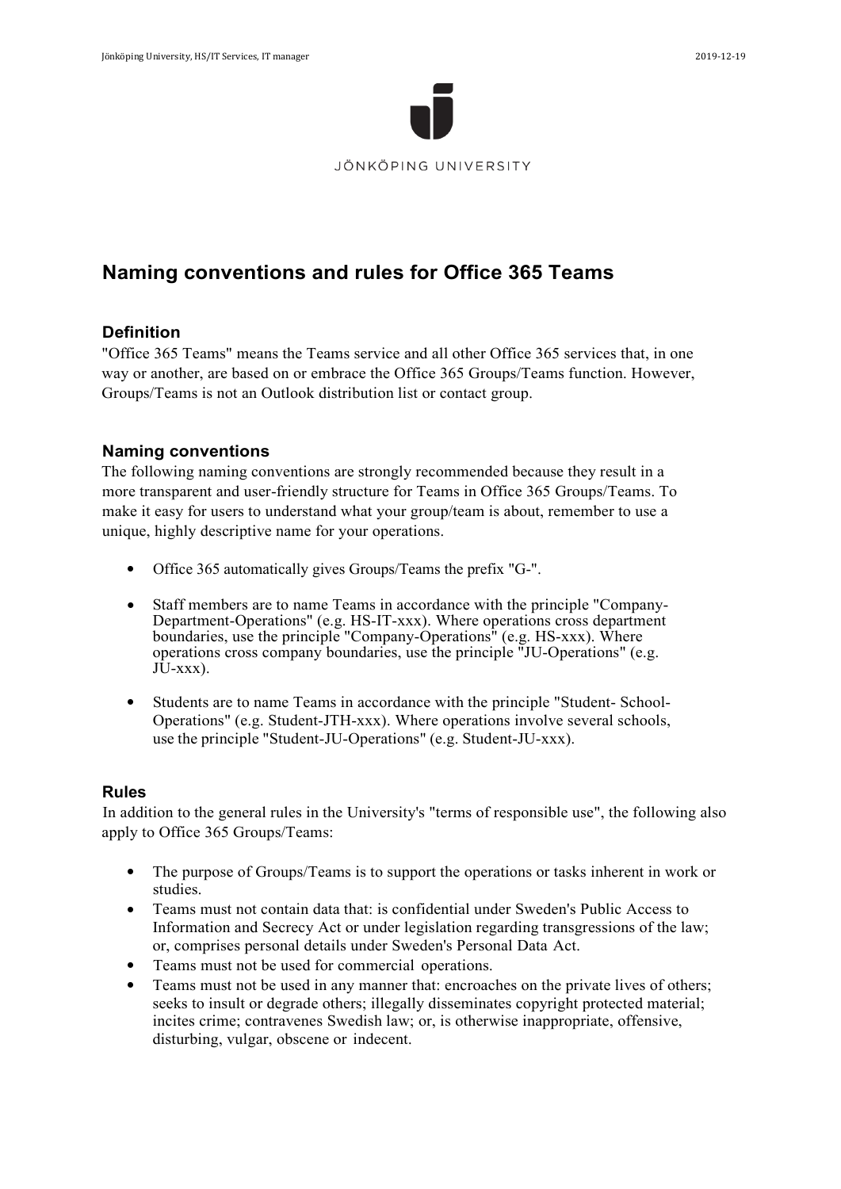# Naming conventions and rules for Office 365 Teams

## Definition

"Office 365 Teams" means the Teams service and all other Office 365 services that, in one way or another, are based on or embrace the Office 365 Groups/Teams function. However, Groups/Teams is not an Outlook distribution list or contact group.

## Naming conventions

The following naming conventions are strongly recommended because they result in a more transparent and user-friendly structure for Teams in Office 365 Groups/Teams. To make it easy for users to understand what your group/team is about, remember to use a unique, highly descriptive name for your operations.

- Office 365 automatically gives Groups/Teams the prefix "G-".
- Staff members are to name Teams in accordance with the principle "Company-Department-Operations" (e.g. HS-IT-xxx). Where operations cross department boundaries, use the principle "Company-Operations" (e.g. HS-xxx). Where operations cross company boundaries, use the principle "JU-Operations" (e.g. JU-xxx).
- Students are to name Teams in accordance with the principle "Student- School-Operations" (e.g. Student-JTH-xxx). Where operations involve several schools, use the principle "Student-JU-Operations" (e.g. Student-JU-xxx).

## Rules

In addition to the general rules in the University's "terms of responsible use", the following also apply to Office 365 Groups/Teams:

- The purpose of Groups/Teams is to support the operations or tasks inherent in work or studies.
- Teams must not contain data that: is confidential under Sweden's Public Access to Information and Secrecy Act or under legislation regarding transgressions of the law; or, comprises personal details under Sweden's Personal Data Act.
- Teams must not be used for commercial operations.
- Teams must not be used in any manner that: encroaches on the private lives of others; seeks to insult or degrade others; illegally disseminates copyright protected material; incites crime; contravenes Swedish law; or, is otherwise inappropriate, offensive, disturbing, vulgar, obscene or indecent.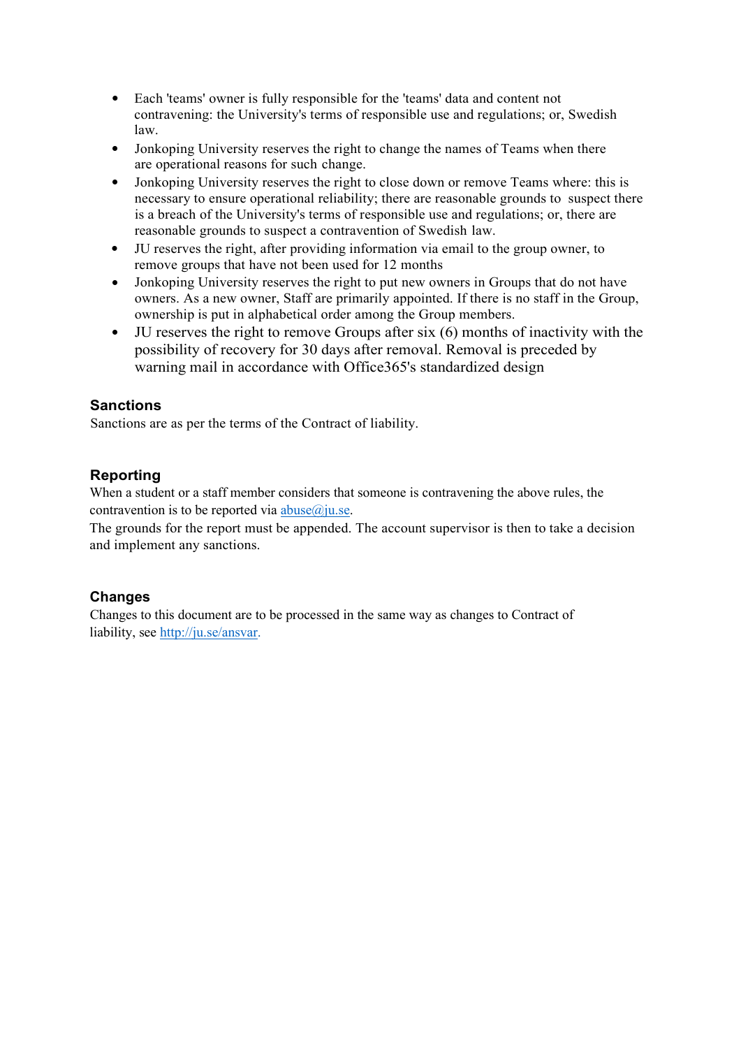- Each 'teams' owner is fully responsible for the 'teams' data and content not contravening: the University's terms of responsible use and regulations; or, Swedish law.
- Jonkoping University reserves the right to change the names of Teams when there are operational reasons for such change.
- Jonkoping University reserves the right to close down or remove Teams where: this is necessary to ensure operational reliability; there are reasonable grounds to suspect there is a breach of the University's terms of responsible use and regulations; or, there are reasonable grounds to suspect a contravention of Swedish law.
- JU reserves the right, after providing information via email to the group owner, to remove groups that have not been used for 12 months
- Jonkoping University reserves the right to put new owners in Groups that do not have owners. As a new owner, Staff are primarily appointed. If there is no staff in the Group, ownership is put in alphabetical order among the Group members.
- JU reserves the right to remove Groups after six (6) months of inactivity with the possibility of recovery for 30 days after removal. Removal is preceded by warning mail in accordance with Office365's standardized design

## Sanctions

Sanctions are as per the terms of the Contract of liability.

## Reporting

When a student or a staff member considers that someone is contravening the above rules, the contravention is to be reported via abuse@ju.se.
The grounds for the report must be appended. The account supervisor is then to take a decision and implement any sanctions.

## Changes

Changes to this document are to be processed in the same way as changes to Contract of liability, see http://ju.se/ansvar.